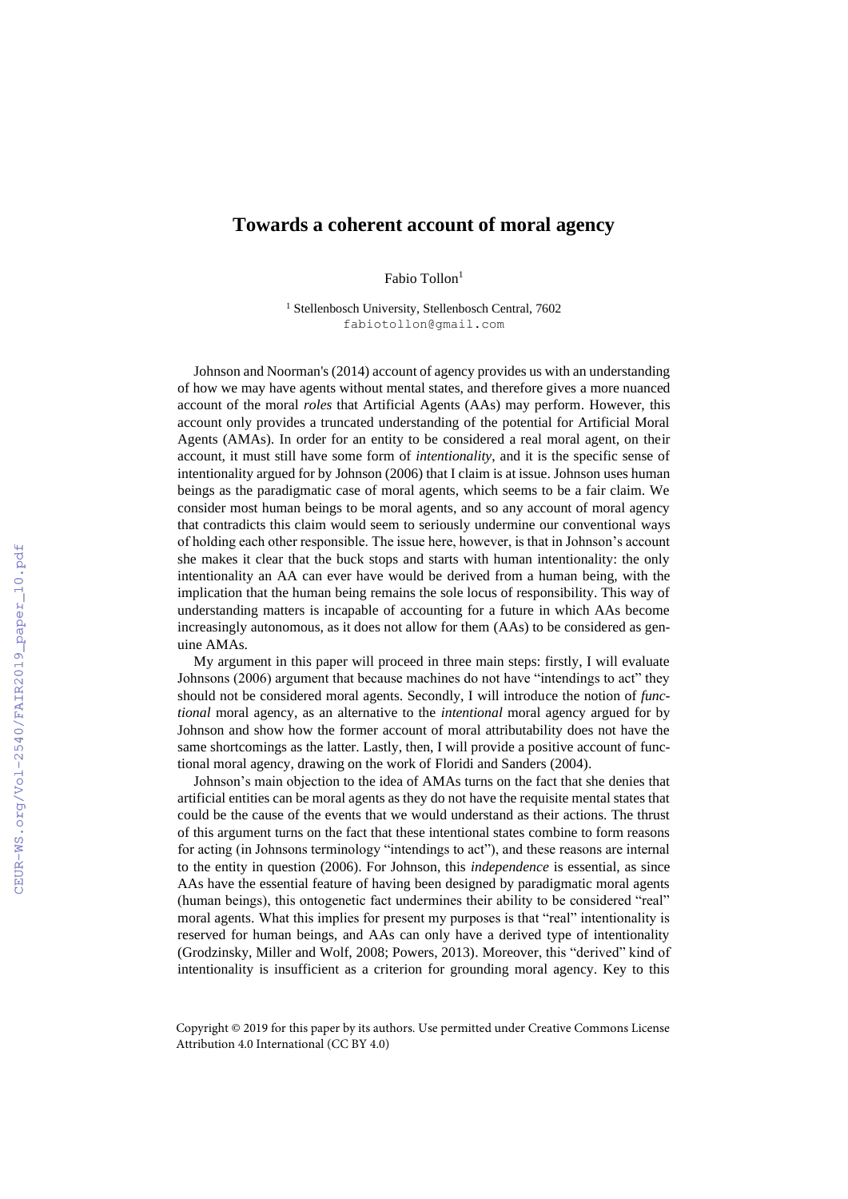# Towards a coherent account of moral agency

Fabio Tollon[1]

[1] Stellenbosch University, Stellenbosch Central, 7602
fabiotollon@gmail.com

Johnson and Noorman's (2014) account of agency provides us with an understanding of how we may have agents without mental states, and therefore gives a more nuanced account of the moral *roles* that Artificial Agents (AAs) may perform. However, this account only provides a truncated understanding of the potential for Artificial Moral Agents (AMAs). In order for an entity to be considered a real moral agent, on their account, it must still have some form of *intentionality*, and it is the specific sense of intentionality argued for by Johnson (2006) that I claim is at issue. Johnson uses human beings as the paradigmatic case of moral agents, which seems to be a fair claim. We consider most human beings to be moral agents, and so any account of moral agency that contradicts this claim would seem to seriously undermine our conventional ways of holding each other responsible. The issue here, however, is that in Johnson's account she makes it clear that the buck stops and starts with human intentionality: the only intentionality an AA can ever have would be derived from a human being, with the implication that the human being remains the sole locus of responsibility. This way of understanding matters is incapable of accounting for a future in which AAs become increasingly autonomous, as it does not allow for them (AAs) to be considered as genuine AMAs.

My argument in this paper will proceed in three main steps: firstly, I will evaluate Johnsons (2006) argument that because machines do not have "intendings to act" they should not be considered moral agents. Secondly, I will introduce the notion of *functional* moral agency, as an alternative to the *intentional* moral agency argued for by Johnson and show how the former account of moral attributability does not have the same shortcomings as the latter. Lastly, then, I will provide a positive account of functional moral agency, drawing on the work of Floridi and Sanders (2004).

Johnson's main objection to the idea of AMAs turns on the fact that she denies that artificial entities can be moral agents as they do not have the requisite mental states that could be the cause of the events that we would understand as their actions. The thrust of this argument turns on the fact that these intentional states combine to form reasons for acting (in Johnsons terminology "intendings to act"), and these reasons are internal to the entity in question (2006). For Johnson, this *independence* is essential, as since AAs have the essential feature of having been designed by paradigmatic moral agents (human beings), this ontogenetic fact undermines their ability to be considered "real" moral agents. What this implies for present my purposes is that "real" intentionality is reserved for human beings, and AAs can only have a derived type of intentionality (Grodzinsky, Miller and Wolf, 2008; Powers, 2013). Moreover, this "derived" kind of intentionality is insufficient as a criterion for grounding moral agency. Key to this

Copyright © 2019 for this paper by its authors. Use permitted under Creative Commons License Attribution 4.0 International (CC BY 4.0)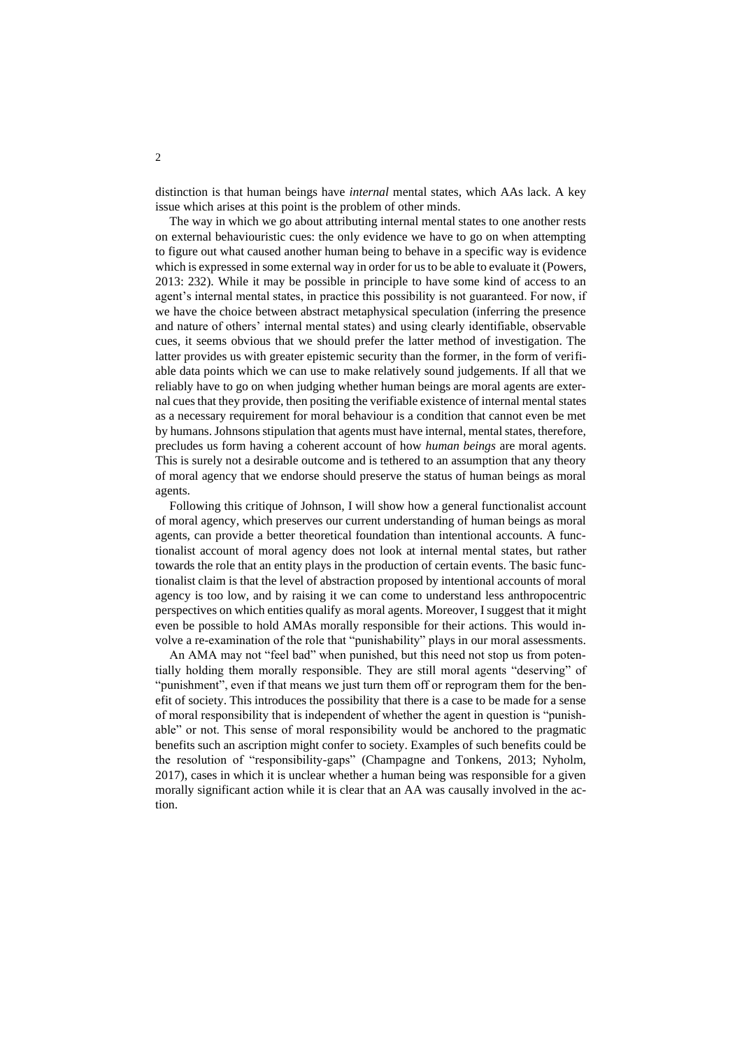distinction is that human beings have *internal* mental states, which AAs lack. A key issue which arises at this point is the problem of other minds.

The way in which we go about attributing internal mental states to one another rests on external behaviouristic cues: the only evidence we have to go on when attempting to figure out what caused another human being to behave in a specific way is evidence which is expressed in some external way in order for us to be able to evaluate it (Powers, 2013: 232). While it may be possible in principle to have some kind of access to an agent's internal mental states, in practice this possibility is not guaranteed. For now, if we have the choice between abstract metaphysical speculation (inferring the presence and nature of others' internal mental states) and using clearly identifiable, observable cues, it seems obvious that we should prefer the latter method of investigation. The latter provides us with greater epistemic security than the former, in the form of verifiable data points which we can use to make relatively sound judgements. If all that we reliably have to go on when judging whether human beings are moral agents are external cues that they provide, then positing the verifiable existence of internal mental states as a necessary requirement for moral behaviour is a condition that cannot even be met by humans. Johnsons stipulation that agents must have internal, mental states, therefore, precludes us form having a coherent account of how *human beings* are moral agents. This is surely not a desirable outcome and is tethered to an assumption that any theory of moral agency that we endorse should preserve the status of human beings as moral agents.

Following this critique of Johnson, I will show how a general functionalist account of moral agency, which preserves our current understanding of human beings as moral agents, can provide a better theoretical foundation than intentional accounts. A functionalist account of moral agency does not look at internal mental states, but rather towards the role that an entity plays in the production of certain events. The basic functionalist claim is that the level of abstraction proposed by intentional accounts of moral agency is too low, and by raising it we can come to understand less anthropocentric perspectives on which entities qualify as moral agents. Moreover, I suggest that it might even be possible to hold AMAs morally responsible for their actions. This would involve a re-examination of the role that "punishability" plays in our moral assessments.

An AMA may not "feel bad" when punished, but this need not stop us from potentially holding them morally responsible. They are still moral agents "deserving" of "punishment", even if that means we just turn them off or reprogram them for the benefit of society. This introduces the possibility that there is a case to be made for a sense of moral responsibility that is independent of whether the agent in question is "punishable" or not. This sense of moral responsibility would be anchored to the pragmatic benefits such an ascription might confer to society. Examples of such benefits could be the resolution of "responsibility-gaps" (Champagne and Tonkens, 2013; Nyholm, 2017), cases in which it is unclear whether a human being was responsible for a given morally significant action while it is clear that an AA was causally involved in the action.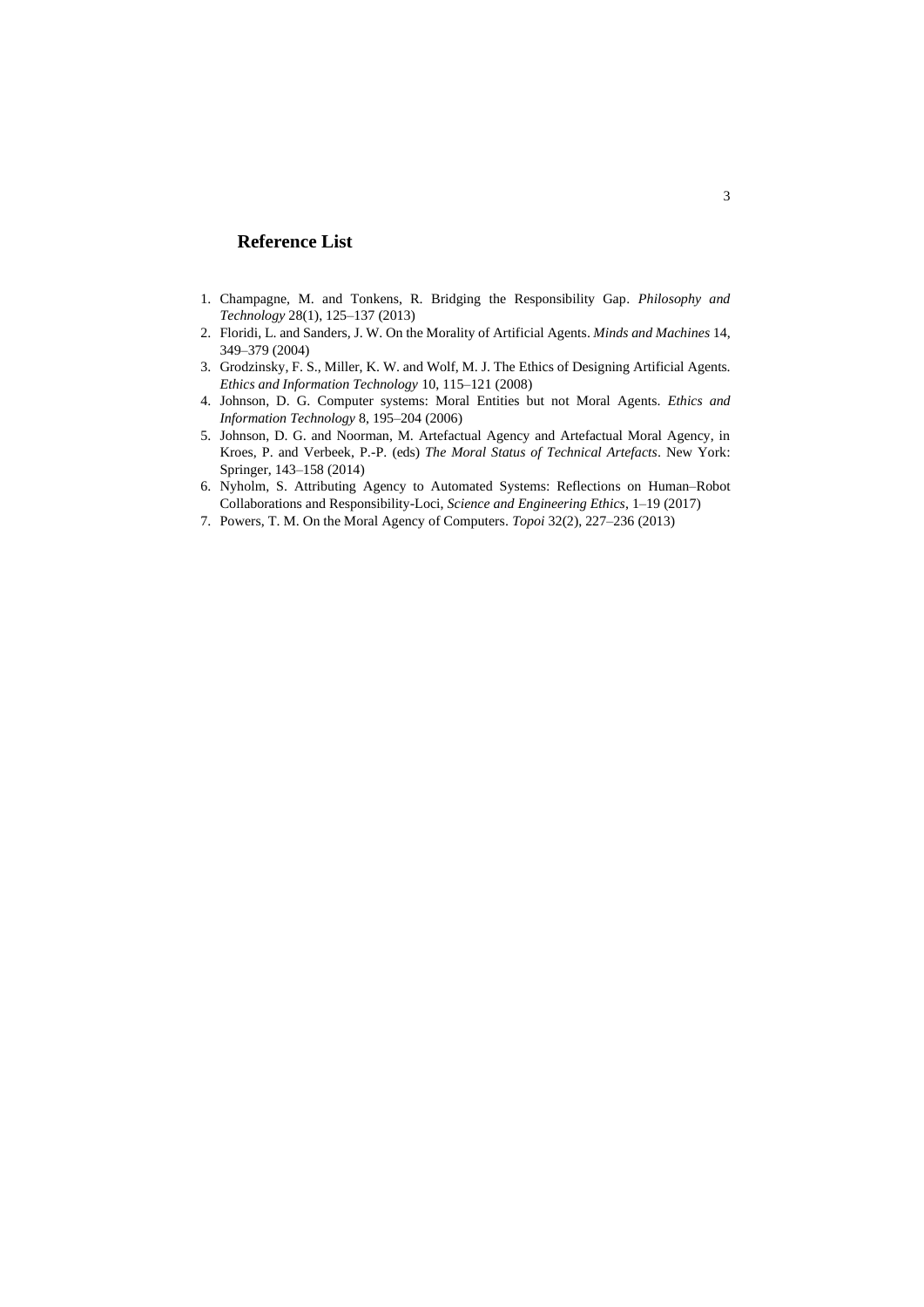## Reference List

1. Champagne, M. and Tonkens, R. Bridging the Responsibility Gap. *Philosophy and Technology* 28(1), 125–137 (2013)
2. Floridi, L. and Sanders, J. W. On the Morality of Artificial Agents. *Minds and Machines* 14, 349–379 (2004)
3. Grodzinsky, F. S., Miller, K. W. and Wolf, M. J. The Ethics of Designing Artificial Agents. *Ethics and Information Technology* 10, 115–121 (2008)
4. Johnson, D. G. Computer systems: Moral Entities but not Moral Agents. *Ethics and Information Technology* 8, 195–204 (2006)
5. Johnson, D. G. and Noorman, M. Artefactual Agency and Artefactual Moral Agency, in Kroes, P. and Verbeek, P.-P. (eds) *The Moral Status of Technical Artefacts*. New York: Springer, 143–158 (2014)
6. Nyholm, S. Attributing Agency to Automated Systems: Reflections on Human–Robot Collaborations and Responsibility-Loci, *Science and Engineering Ethics*, 1–19 (2017)
7. Powers, T. M. On the Moral Agency of Computers. *Topoi* 32(2), 227–236 (2013)